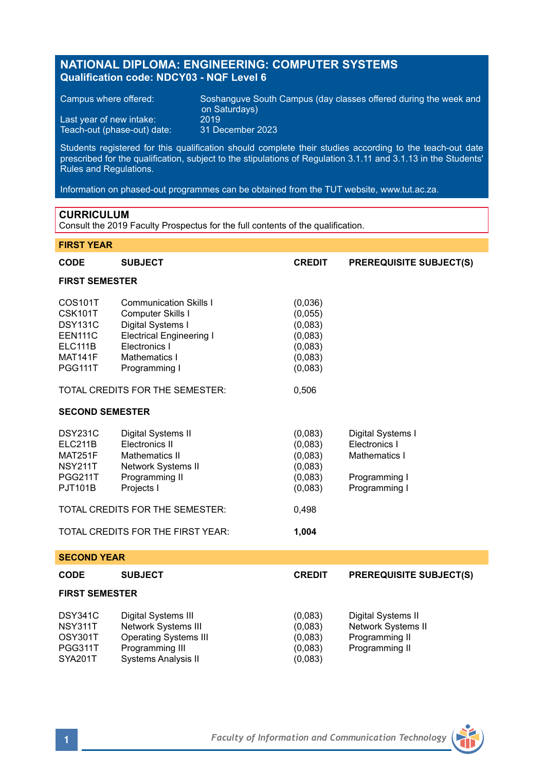# NATIONAL DIPLOMA: ENGINEERING: COMPUTER SYSTEMS
**Qualification code: NDCY03 - NQF Level 6**

| | |
|---|---|
| Campus where offered: | Soshanguve South Campus (day classes offered during the week and on Saturdays) |
| Last year of new intake: | 2019 |
| Teach-out (phase-out) date: | 31 December 2023 |

Students registered for this qualification should complete their studies according to the teach-out date prescribed for the qualification, subject to the stipulations of Regulation 3.1.11 and 3.1.13 in the Students' Rules and Regulations.

Information on phased-out programmes can be obtained from the TUT website, www.tut.ac.za.

## CURRICULUM
Consult the 2019 Faculty Prospectus for the full contents of the qualification.

### FIRST YEAR

| CODE | SUBJECT | CREDIT | PREREQUISITE SUBJECT(S) |
|---|---|---|---|
| **FIRST SEMESTER** | | | |
| COS101T | Communication Skills I | (0,036) | |
| CSK101T | Computer Skills I | (0,055) | |
| DSY131C | Digital Systems I | (0,083) | |
| EEN111C | Electrical Engineering I | (0,083) | |
| ELC111B | Electronics I | (0,083) | |
| MAT141F | Mathematics I | (0,083) | |
| PGG111T | Programming I | (0,083) | |
| TOTAL CREDITS FOR THE SEMESTER: | | 0,506 | |
| **SECOND SEMESTER** | | | |
| DSY231C | Digital Systems II | (0,083) | Digital Systems I |
| ELC211B | Electronics II | (0,083) | Electronics I |
| MAT251F | Mathematics II | (0,083) | Mathematics I |
| NSY211T | Network Systems II | (0,083) | |
| PGG211T | Programming II | (0,083) | Programming I |
| PJT101B | Projects I | (0,083) | Programming I |
| TOTAL CREDITS FOR THE SEMESTER: | | 0,498 | |
| TOTAL CREDITS FOR THE FIRST YEAR: | | **1,004** | |

### SECOND YEAR

| CODE | SUBJECT | CREDIT | PREREQUISITE SUBJECT(S) |
|---|---|---|---|
| **FIRST SEMESTER** | | | |
| DSY341C | Digital Systems III | (0,083) | Digital Systems II |
| NSY311T | Network Systems III | (0,083) | Network Systems II |
| OSY301T | Operating Systems III | (0,083) | Programming II |
| PGG311T | Programming III | (0,083) | Programming II |
| SYA201T | Systems Analysis II | (0,083) | |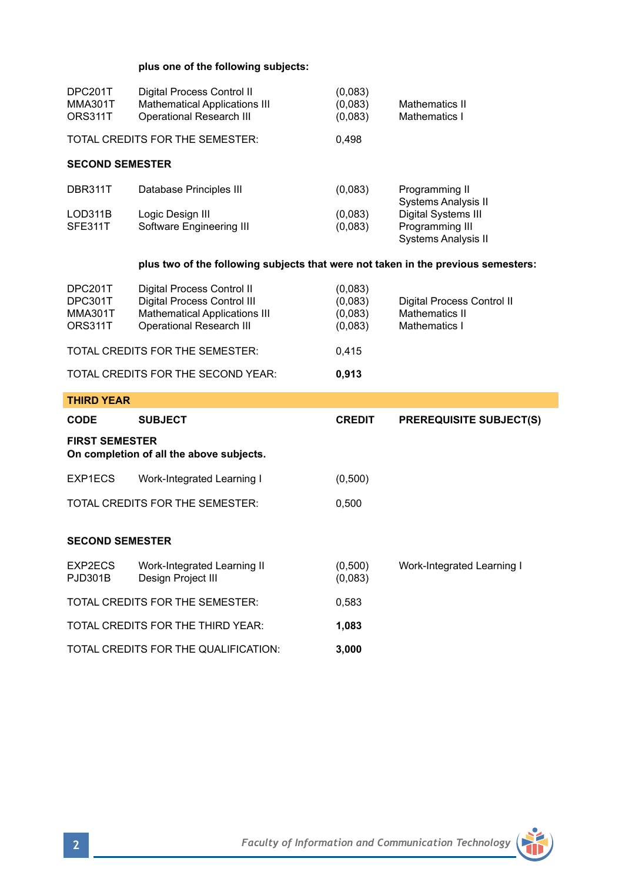**plus one of the following subjects:**

| | | | |
|---|---|---|---|
| DPC201T | Digital Process Control II | (0,083) | |
| MMA301T | Mathematical Applications III | (0,083) | Mathematics II |
| ORS311T | Operational Research III | (0,083) | Mathematics I |

TOTAL CREDITS FOR THE SEMESTER: 0,498

**SECOND SEMESTER**

| | | | |
|---|---|---|---|
| DBR311T | Database Principles III | (0,083) | Programming II<br>Systems Analysis II |
| LOD311B | Logic Design III | (0,083) | Digital Systems III |
| SFE311T | Software Engineering III | (0,083) | Programming III<br>Systems Analysis II |

**plus two of the following subjects that were not taken in the previous semesters:**

| | | | |
|---|---|---|---|
| DPC201T | Digital Process Control II | (0,083) | |
| DPC301T | Digital Process Control III | (0,083) | Digital Process Control II |
| MMA301T | Mathematical Applications III | (0,083) | Mathematics II |
| ORS311T | Operational Research III | (0,083) | Mathematics I |

TOTAL CREDITS FOR THE SEMESTER: 0,415

TOTAL CREDITS FOR THE SECOND YEAR: **0,913**

## THIRD YEAR

| CODE | SUBJECT | CREDIT | PREREQUISITE SUBJECT(S) |
|---|---|---|---|

**FIRST SEMESTER**
**On completion of all the above subjects.**

| | | | |
|---|---|---|---|
| EXP1ECS | Work-Integrated Learning I | (0,500) | |

TOTAL CREDITS FOR THE SEMESTER: 0,500

**SECOND SEMESTER**

| | | | |
|---|---|---|---|
| EXP2ECS | Work-Integrated Learning II | (0,500) | Work-Integrated Learning I |
| PJD301B | Design Project III | (0,083) | |

TOTAL CREDITS FOR THE SEMESTER: 0,583

TOTAL CREDITS FOR THE THIRD YEAR: **1,083**

TOTAL CREDITS FOR THE QUALIFICATION: **3,000**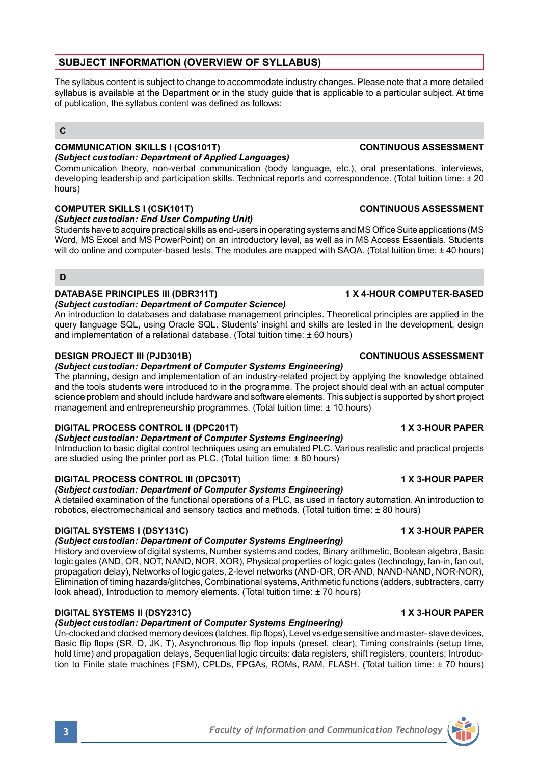## SUBJECT INFORMATION (OVERVIEW OF SYLLABUS)

The syllabus content is subject to change to accommodate industry changes. Please note that a more detailed syllabus is available at the Department or in the study guide that is applicable to a particular subject. At time of publication, the syllabus content was defined as follows:

### C

**COMMUNICATION SKILLS I (COS101T)** — **CONTINUOUS ASSESSMENT**
***(Subject custodian: Department of Applied Languages)***
Communication theory, non-verbal communication (body language, etc.), oral presentations, interviews, developing leadership and participation skills. Technical reports and correspondence. (Total tuition time: ± 20 hours)

**COMPUTER SKILLS I (CSK101T)** — **CONTINUOUS ASSESSMENT**
***(Subject custodian: End User Computing Unit)***
Students have to acquire practical skills as end-users in operating systems and MS Office Suite applications (MS Word, MS Excel and MS PowerPoint) on an introductory level, as well as in MS Access Essentials. Students will do online and computer-based tests. The modules are mapped with SAQA. (Total tuition time: ± 40 hours)

### D

**DATABASE PRINCIPLES III (DBR311T)** — **1 X 4-HOUR COMPUTER-BASED**
***(Subject custodian: Department of Computer Science)***
An introduction to databases and database management principles. Theoretical principles are applied in the query language SQL, using Oracle SQL. Students' insight and skills are tested in the development, design and implementation of a relational database. (Total tuition time: ± 60 hours)

**DESIGN PROJECT III (PJD301B)** — **CONTINUOUS ASSESSMENT**
***(Subject custodian: Department of Computer Systems Engineering)***
The planning, design and implementation of an industry-related project by applying the knowledge obtained and the tools students were introduced to in the programme. The project should deal with an actual computer science problem and should include hardware and software elements. This subject is supported by short project management and entrepreneurship programmes. (Total tuition time: ± 10 hours)

**DIGITAL PROCESS CONTROL II (DPC201T)** — **1 X 3-HOUR PAPER**
***(Subject custodian: Department of Computer Systems Engineering)***
Introduction to basic digital control techniques using an emulated PLC. Various realistic and practical projects are studied using the printer port as PLC. (Total tuition time: ± 80 hours)

**DIGITAL PROCESS CONTROL III (DPC301T)** — **1 X 3-HOUR PAPER**
***(Subject custodian: Department of Computer Systems Engineering)***
A detailed examination of the functional operations of a PLC, as used in factory automation. An introduction to robotics, electromechanical and sensory tactics and methods. (Total tuition time: ± 80 hours)

**DIGITAL SYSTEMS I (DSY131C)** — **1 X 3-HOUR PAPER**
***(Subject custodian: Department of Computer Systems Engineering)***
History and overview of digital systems, Number systems and codes, Binary arithmetic, Boolean algebra, Basic logic gates (AND, OR, NOT, NAND, NOR, XOR), Physical properties of logic gates (technology, fan-in, fan out, propagation delay), Networks of logic gates, 2-level networks (AND-OR, OR-AND, NAND-NAND, NOR-NOR), Elimination of timing hazards/glitches, Combinational systems, Arithmetic functions (adders, subtracters, carry look ahead), Introduction to memory elements. (Total tuition time: ± 70 hours)

**DIGITAL SYSTEMS II (DSY231C)** — **1 X 3-HOUR PAPER**
***(Subject custodian: Department of Computer Systems Engineering)***
Un-clocked and clocked memory devices (latches, flip flops), Level vs edge sensitive and master- slave devices, Basic flip flops (SR, D, JK, T), Asynchronous flip flop inputs (preset, clear), Timing constraints (setup time, hold time) and propagation delays, Sequential logic circuits: data registers, shift registers, counters; Introduction to Finite state machines (FSM), CPLDs, FPGAs, ROMs, RAM, FLASH. (Total tuition time: ± 70 hours)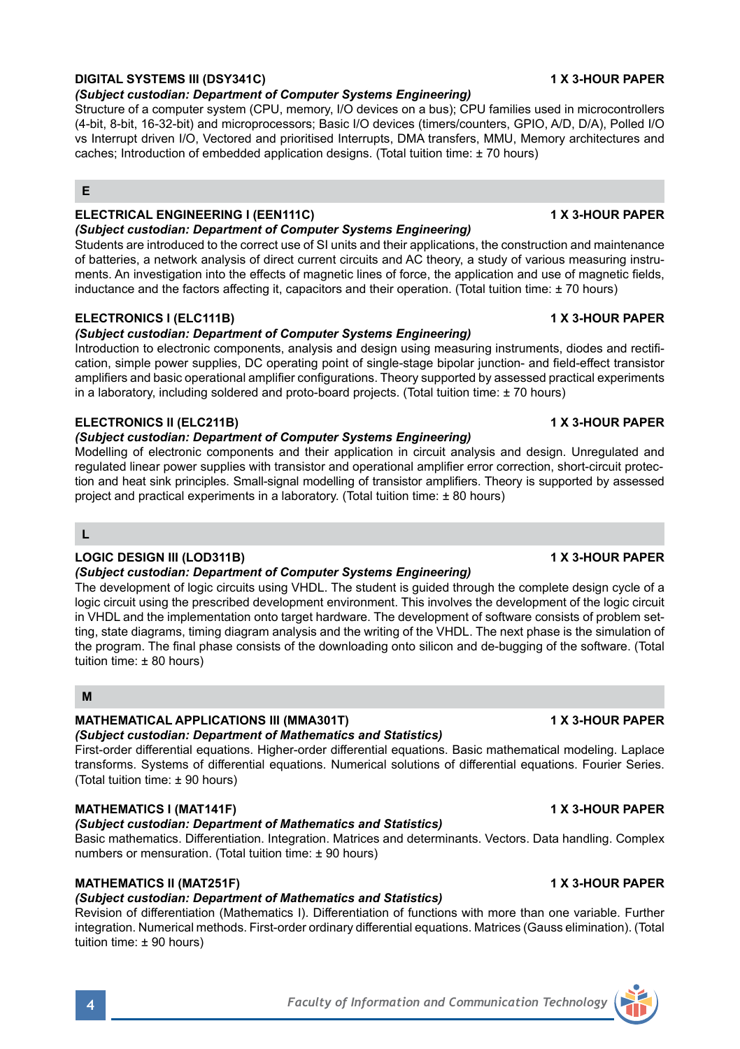**DIGITAL SYSTEMS III (DSY341C)** **1 X 3-HOUR PAPER**

***(Subject custodian: Department of Computer Systems Engineering)***

Structure of a computer system (CPU, memory, I/O devices on a bus); CPU families used in microcontrollers (4-bit, 8-bit, 16-32-bit) and microprocessors; Basic I/O devices (timers/counters, GPIO, A/D, D/A), Polled I/O vs Interrupt driven I/O, Vectored and prioritised Interrupts, DMA transfers, MMU, Memory architectures and caches; Introduction of embedded application designs. (Total tuition time: ± 70 hours)

## E

**ELECTRICAL ENGINEERING I (EEN111C)** **1 X 3-HOUR PAPER**

***(Subject custodian: Department of Computer Systems Engineering)***

Students are introduced to the correct use of SI units and their applications, the construction and maintenance of batteries, a network analysis of direct current circuits and AC theory, a study of various measuring instruments. An investigation into the effects of magnetic lines of force, the application and use of magnetic fields, inductance and the factors affecting it, capacitors and their operation. (Total tuition time: ± 70 hours)

**ELECTRONICS I (ELC111B)** **1 X 3-HOUR PAPER**

***(Subject custodian: Department of Computer Systems Engineering)***

Introduction to electronic components, analysis and design using measuring instruments, diodes and rectification, simple power supplies, DC operating point of single-stage bipolar junction- and field-effect transistor amplifiers and basic operational amplifier configurations. Theory supported by assessed practical experiments in a laboratory, including soldered and proto-board projects. (Total tuition time: ± 70 hours)

**ELECTRONICS II (ELC211B)** **1 X 3-HOUR PAPER**

***(Subject custodian: Department of Computer Systems Engineering)***

Modelling of electronic components and their application in circuit analysis and design. Unregulated and regulated linear power supplies with transistor and operational amplifier error correction, short-circuit protection and heat sink principles. Small-signal modelling of transistor amplifiers. Theory is supported by assessed project and practical experiments in a laboratory. (Total tuition time: ± 80 hours)

## L

**LOGIC DESIGN III (LOD311B)** **1 X 3-HOUR PAPER**

***(Subject custodian: Department of Computer Systems Engineering)***

The development of logic circuits using VHDL. The student is guided through the complete design cycle of a logic circuit using the prescribed development environment. This involves the development of the logic circuit in VHDL and the implementation onto target hardware. The development of software consists of problem setting, state diagrams, timing diagram analysis and the writing of the VHDL. The next phase is the simulation of the program. The final phase consists of the downloading onto silicon and de-bugging of the software. (Total tuition time: ± 80 hours)

## M

**MATHEMATICAL APPLICATIONS III (MMA301T)** **1 X 3-HOUR PAPER**

***(Subject custodian: Department of Mathematics and Statistics)***

First-order differential equations. Higher-order differential equations. Basic mathematical modeling. Laplace transforms. Systems of differential equations. Numerical solutions of differential equations. Fourier Series. (Total tuition time: ± 90 hours)

**MATHEMATICS I (MAT141F)** **1 X 3-HOUR PAPER**

***(Subject custodian: Department of Mathematics and Statistics)***

Basic mathematics. Differentiation. Integration. Matrices and determinants. Vectors. Data handling. Complex numbers or mensuration. (Total tuition time: ± 90 hours)

**MATHEMATICS II (MAT251F)** **1 X 3-HOUR PAPER**

***(Subject custodian: Department of Mathematics and Statistics)***

Revision of differentiation (Mathematics I). Differentiation of functions with more than one variable. Further integration. Numerical methods. First-order ordinary differential equations. Matrices (Gauss elimination). (Total tuition time: ± 90 hours)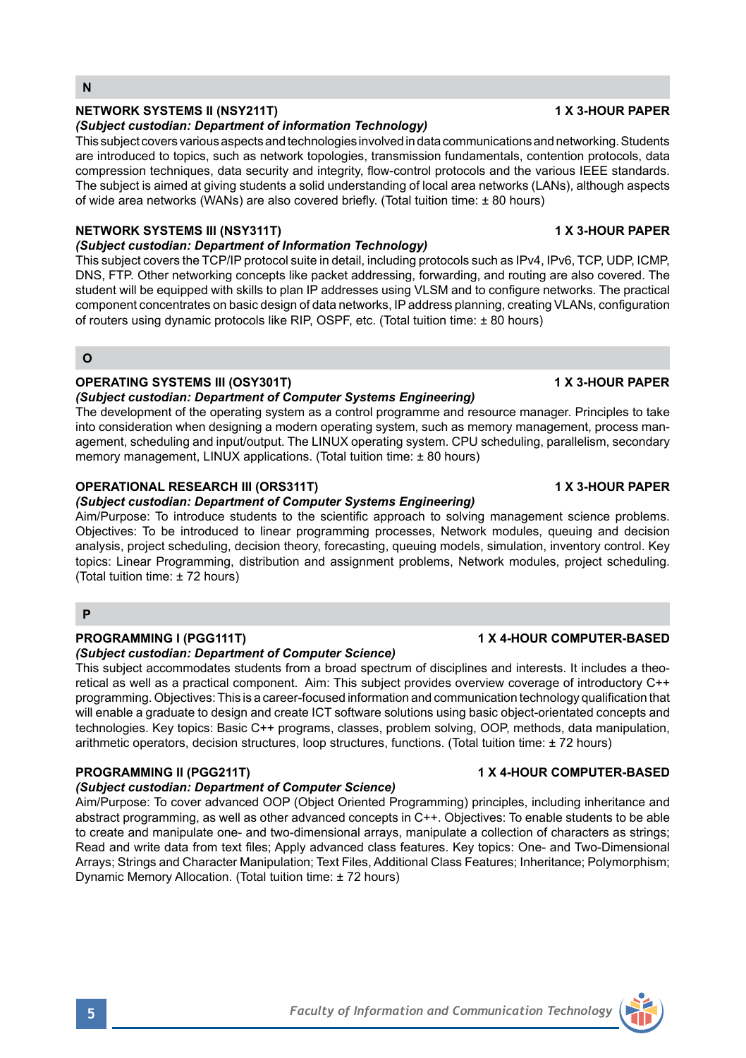## N

### NETWORK SYSTEMS II (NSY211T) — 1 X 3-HOUR PAPER

***(Subject custodian: Department of information Technology)***

This subject covers various aspects and technologies involved in data communications and networking. Students are introduced to topics, such as network topologies, transmission fundamentals, contention protocols, data compression techniques, data security and integrity, flow-control protocols and the various IEEE standards. The subject is aimed at giving students a solid understanding of local area networks (LANs), although aspects of wide area networks (WANs) are also covered briefly. (Total tuition time: ± 80 hours)

### NETWORK SYSTEMS III (NSY311T) — 1 X 3-HOUR PAPER

***(Subject custodian: Department of Information Technology)***

This subject covers the TCP/IP protocol suite in detail, including protocols such as IPv4, IPv6, TCP, UDP, ICMP, DNS, FTP. Other networking concepts like packet addressing, forwarding, and routing are also covered. The student will be equipped with skills to plan IP addresses using VLSM and to configure networks. The practical component concentrates on basic design of data networks, IP address planning, creating VLANs, configuration of routers using dynamic protocols like RIP, OSPF, etc. (Total tuition time: ± 80 hours)

## O

### OPERATING SYSTEMS III (OSY301T) — 1 X 3-HOUR PAPER

***(Subject custodian: Department of Computer Systems Engineering)***

The development of the operating system as a control programme and resource manager. Principles to take into consideration when designing a modern operating system, such as memory management, process management, scheduling and input/output. The LINUX operating system. CPU scheduling, parallelism, secondary memory management, LINUX applications. (Total tuition time: ± 80 hours)

### OPERATIONAL RESEARCH III (ORS311T) — 1 X 3-HOUR PAPER

***(Subject custodian: Department of Computer Systems Engineering)***

Aim/Purpose: To introduce students to the scientific approach to solving management science problems. Objectives: To be introduced to linear programming processes, Network modules, queuing and decision analysis, project scheduling, decision theory, forecasting, queuing models, simulation, inventory control. Key topics: Linear Programming, distribution and assignment problems, Network modules, project scheduling. (Total tuition time: ± 72 hours)

## P

### PROGRAMMING I (PGG111T) — 1 X 4-HOUR COMPUTER-BASED

***(Subject custodian: Department of Computer Science)***

This subject accommodates students from a broad spectrum of disciplines and interests. It includes a theoretical as well as a practical component. Aim: This subject provides overview coverage of introductory C++ programming. Objectives: This is a career-focused information and communication technology qualification that will enable a graduate to design and create ICT software solutions using basic object-orientated concepts and technologies. Key topics: Basic C++ programs, classes, problem solving, OOP, methods, data manipulation, arithmetic operators, decision structures, loop structures, functions. (Total tuition time: ± 72 hours)

### PROGRAMMING II (PGG211T) — 1 X 4-HOUR COMPUTER-BASED

***(Subject custodian: Department of Computer Science)***

Aim/Purpose: To cover advanced OOP (Object Oriented Programming) principles, including inheritance and abstract programming, as well as other advanced concepts in C++. Objectives: To enable students to be able to create and manipulate one- and two-dimensional arrays, manipulate a collection of characters as strings; Read and write data from text files; Apply advanced class features. Key topics: One- and Two-Dimensional Arrays; Strings and Character Manipulation; Text Files, Additional Class Features; Inheritance; Polymorphism; Dynamic Memory Allocation. (Total tuition time: ± 72 hours)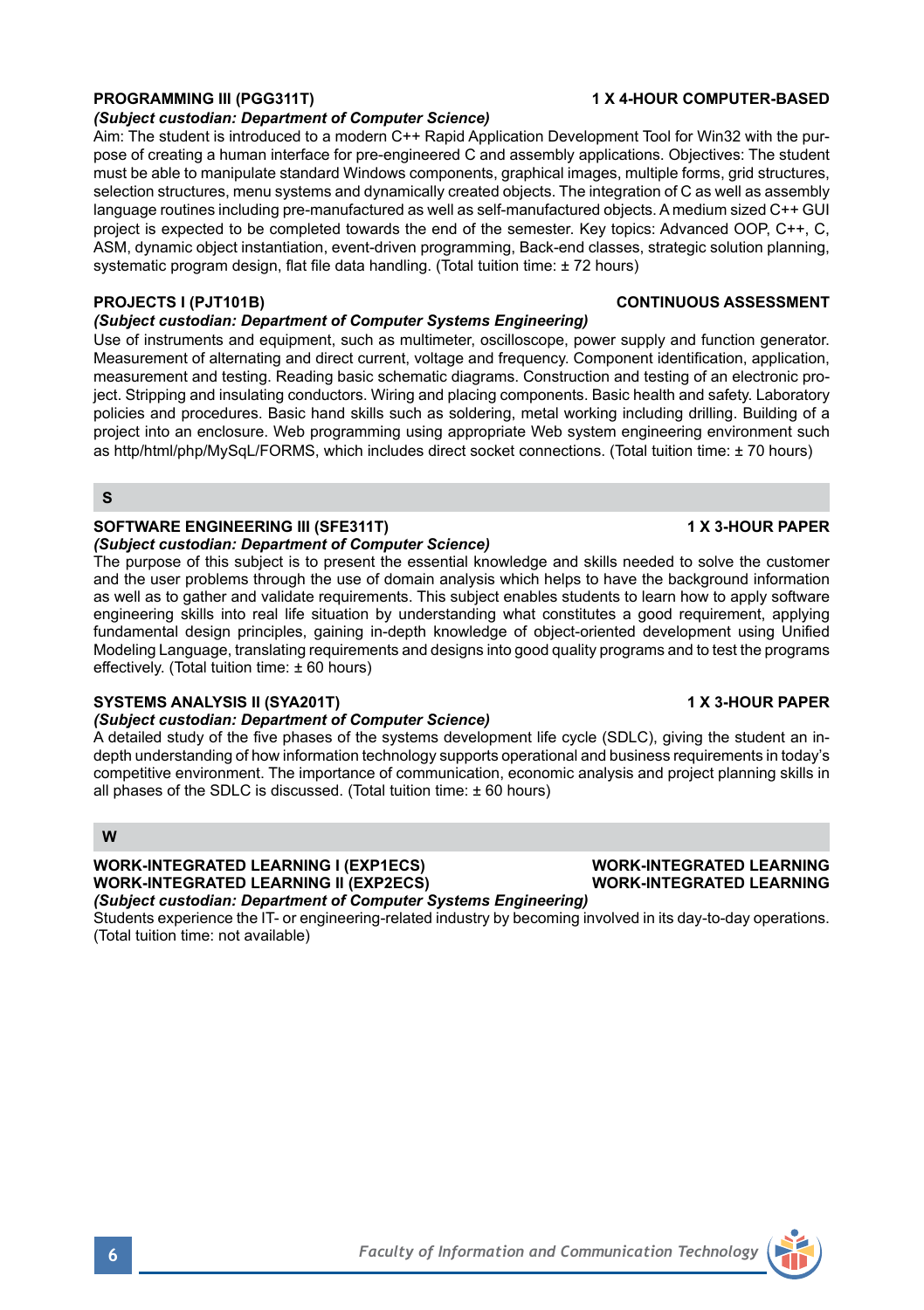**PROGRAMMING III (PGG311T)** **1 X 4-HOUR COMPUTER-BASED**

***(Subject custodian: Department of Computer Science)***

Aim: The student is introduced to a modern C++ Rapid Application Development Tool for Win32 with the purpose of creating a human interface for pre-engineered C and assembly applications. Objectives: The student must be able to manipulate standard Windows components, graphical images, multiple forms, grid structures, selection structures, menu systems and dynamically created objects. The integration of C as well as assembly language routines including pre-manufactured as well as self-manufactured objects. A medium sized C++ GUI project is expected to be completed towards the end of the semester. Key topics: Advanced OOP, C++, C, ASM, dynamic object instantiation, event-driven programming, Back-end classes, strategic solution planning, systematic program design, flat file data handling. (Total tuition time: ± 72 hours)

**PROJECTS I (PJT101B)** **CONTINUOUS ASSESSMENT**

***(Subject custodian: Department of Computer Systems Engineering)***

Use of instruments and equipment, such as multimeter, oscilloscope, power supply and function generator. Measurement of alternating and direct current, voltage and frequency. Component identification, application, measurement and testing. Reading basic schematic diagrams. Construction and testing of an electronic project. Stripping and insulating conductors. Wiring and placing components. Basic health and safety. Laboratory policies and procedures. Basic hand skills such as soldering, metal working including drilling. Building of a project into an enclosure. Web programming using appropriate Web system engineering environment such as http/html/php/MySqL/FORMS, which includes direct socket connections. (Total tuition time: ± 70 hours)

## S

**SOFTWARE ENGINEERING III (SFE311T)** **1 X 3-HOUR PAPER**

***(Subject custodian: Department of Computer Science)***

The purpose of this subject is to present the essential knowledge and skills needed to solve the customer and the user problems through the use of domain analysis which helps to have the background information as well as to gather and validate requirements. This subject enables students to learn how to apply software engineering skills into real life situation by understanding what constitutes a good requirement, applying fundamental design principles, gaining in-depth knowledge of object-oriented development using Unified Modeling Language, translating requirements and designs into good quality programs and to test the programs effectively. (Total tuition time: ± 60 hours)

**SYSTEMS ANALYSIS II (SYA201T)** **1 X 3-HOUR PAPER**

***(Subject custodian: Department of Computer Science)***

A detailed study of the five phases of the systems development life cycle (SDLC), giving the student an in-depth understanding of how information technology supports operational and business requirements in today's competitive environment. The importance of communication, economic analysis and project planning skills in all phases of the SDLC is discussed. (Total tuition time: ± 60 hours)

## W

**WORK-INTEGRATED LEARNING I (EXP1ECS)** **WORK-INTEGRATED LEARNING**
**WORK-INTEGRATED LEARNING II (EXP2ECS)** **WORK-INTEGRATED LEARNING**

***(Subject custodian: Department of Computer Systems Engineering)***

Students experience the IT- or engineering-related industry by becoming involved in its day-to-day operations. (Total tuition time: not available)